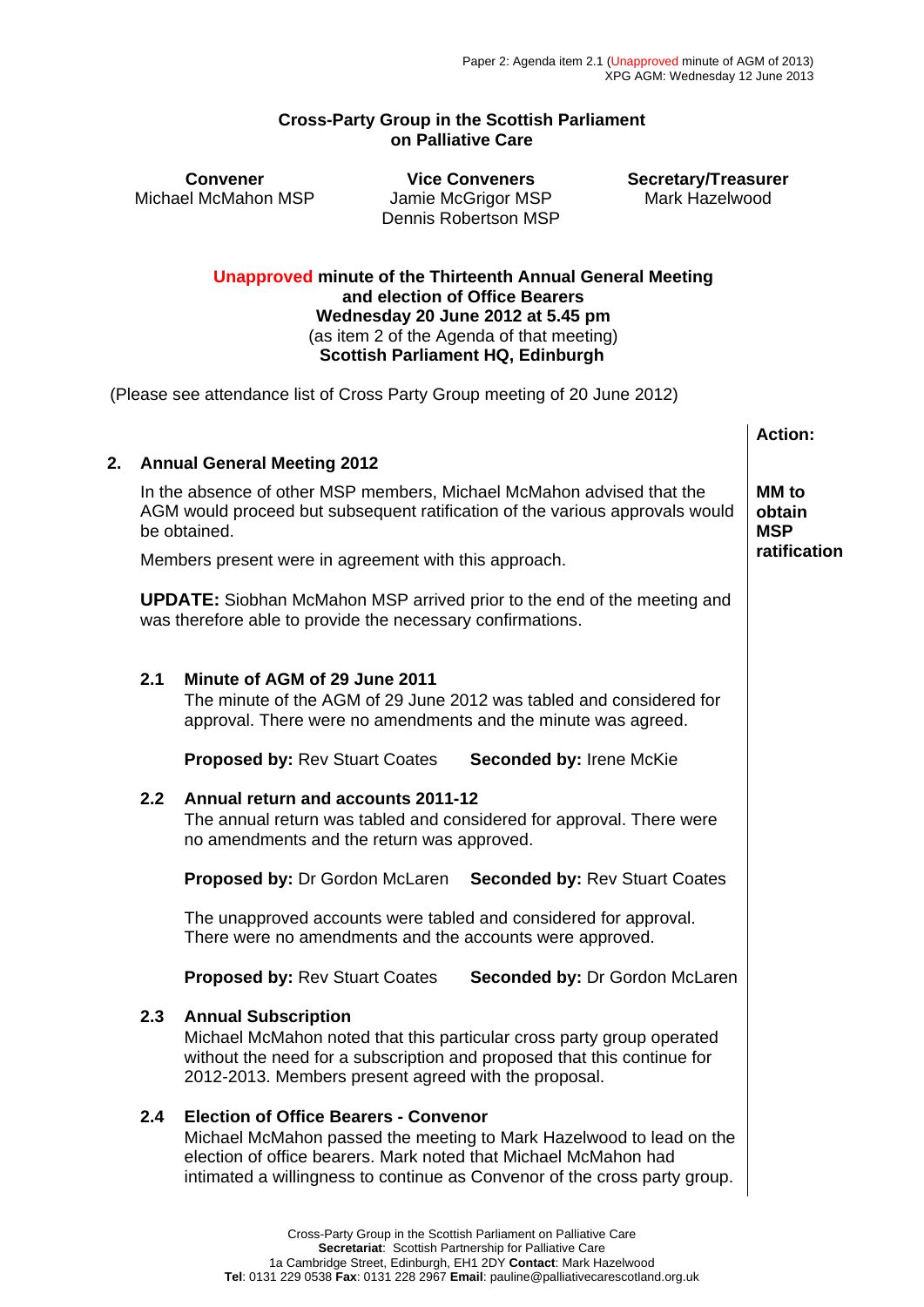Paper 2: Agenda item 2.1 (Unapproved minute of AGM of 2013)
XPG AGM: Wednesday 12 June 2013

**Cross-Party Group in the Scottish Parliament on Palliative Care**

| Convener | Vice Conveners | Secretary/Treasurer |
|---|---|---|
| Michael McMahon MSP | Jamie McGrigor MSP<br>Dennis Robertson MSP | Mark Hazelwood |

**Unapproved minute of the Thirteenth Annual General Meeting and election of Office Bearers**
**Wednesday 20 June 2012 at 5.45 pm**
(as item 2 of the Agenda of that meeting)
**Scottish Parliament HQ, Edinburgh**

(Please see attendance list of Cross Party Group meeting of 20 June 2012)

**Action:**

## 2. Annual General Meeting 2012

In the absence of other MSP members, Michael McMahon advised that the AGM would proceed but subsequent ratification of the various approvals would be obtained.

**Action: MM to obtain MSP ratification**

Members present were in agreement with this approach.

**UPDATE:** Siobhan McMahon MSP arrived prior to the end of the meeting and was therefore able to provide the necessary confirmations.

### 2.1 Minute of AGM of 29 June 2011

The minute of the AGM of 29 June 2012 was tabled and considered for approval. There were no amendments and the minute was agreed.

**Proposed by:** Rev Stuart Coates **Seconded by:** Irene McKie

### 2.2 Annual return and accounts 2011-12

The annual return was tabled and considered for approval. There were no amendments and the return was approved.

**Proposed by:** Dr Gordon McLaren **Seconded by:** Rev Stuart Coates

The unapproved accounts were tabled and considered for approval. There were no amendments and the accounts were approved.

**Proposed by:** Rev Stuart Coates **Seconded by:** Dr Gordon McLaren

### 2.3 Annual Subscription

Michael McMahon noted that this particular cross party group operated without the need for a subscription and proposed that this continue for 2012-2013. Members present agreed with the proposal.

### 2.4 Election of Office Bearers - Convenor

Michael McMahon passed the meeting to Mark Hazelwood to lead on the election of office bearers. Mark noted that Michael McMahon had intimated a willingness to continue as Convenor of the cross party group.

Cross-Party Group in the Scottish Parliament on Palliative Care
**Secretariat**: Scottish Partnership for Palliative Care
1a Cambridge Street, Edinburgh, EH1 2DY **Contact**: Mark Hazelwood
**Tel**: 0131 229 0538 **Fax**: 0131 228 2967 **Email**: pauline@palliativecarescotland.org.uk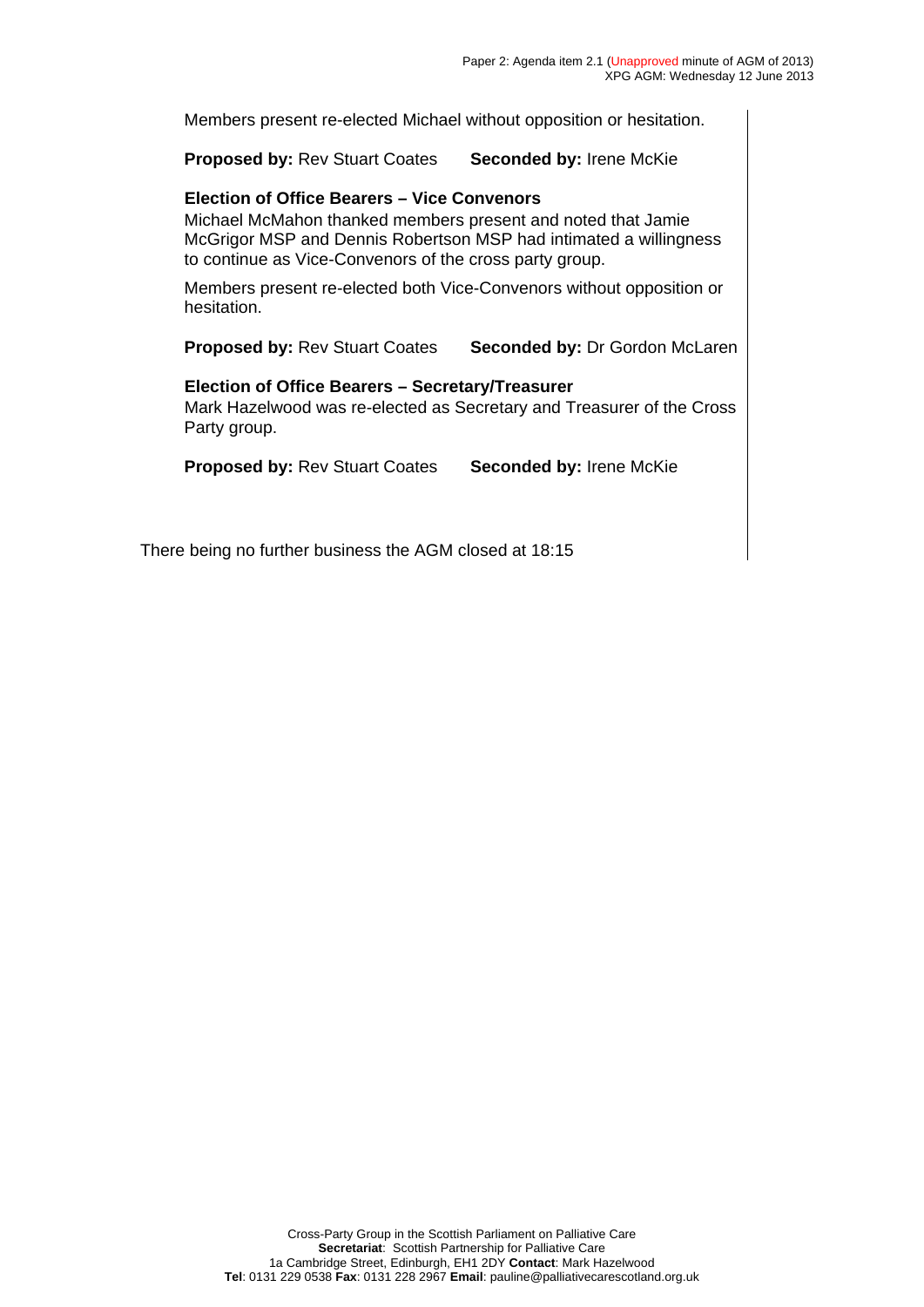Members present re-elected Michael without opposition or hesitation.

**Proposed by:** Rev Stuart Coates **Seconded by:** Irene McKie

**Election of Office Bearers – Vice Convenors**

Michael McMahon thanked members present and noted that Jamie McGrigor MSP and Dennis Robertson MSP had intimated a willingness to continue as Vice-Convenors of the cross party group.

Members present re-elected both Vice-Convenors without opposition or hesitation.

**Proposed by:** Rev Stuart Coates **Seconded by:** Dr Gordon McLaren

**Election of Office Bearers – Secretary/Treasurer**

Mark Hazelwood was re-elected as Secretary and Treasurer of the Cross Party group.

**Proposed by:** Rev Stuart Coates **Seconded by:** Irene McKie

There being no further business the AGM closed at 18:15